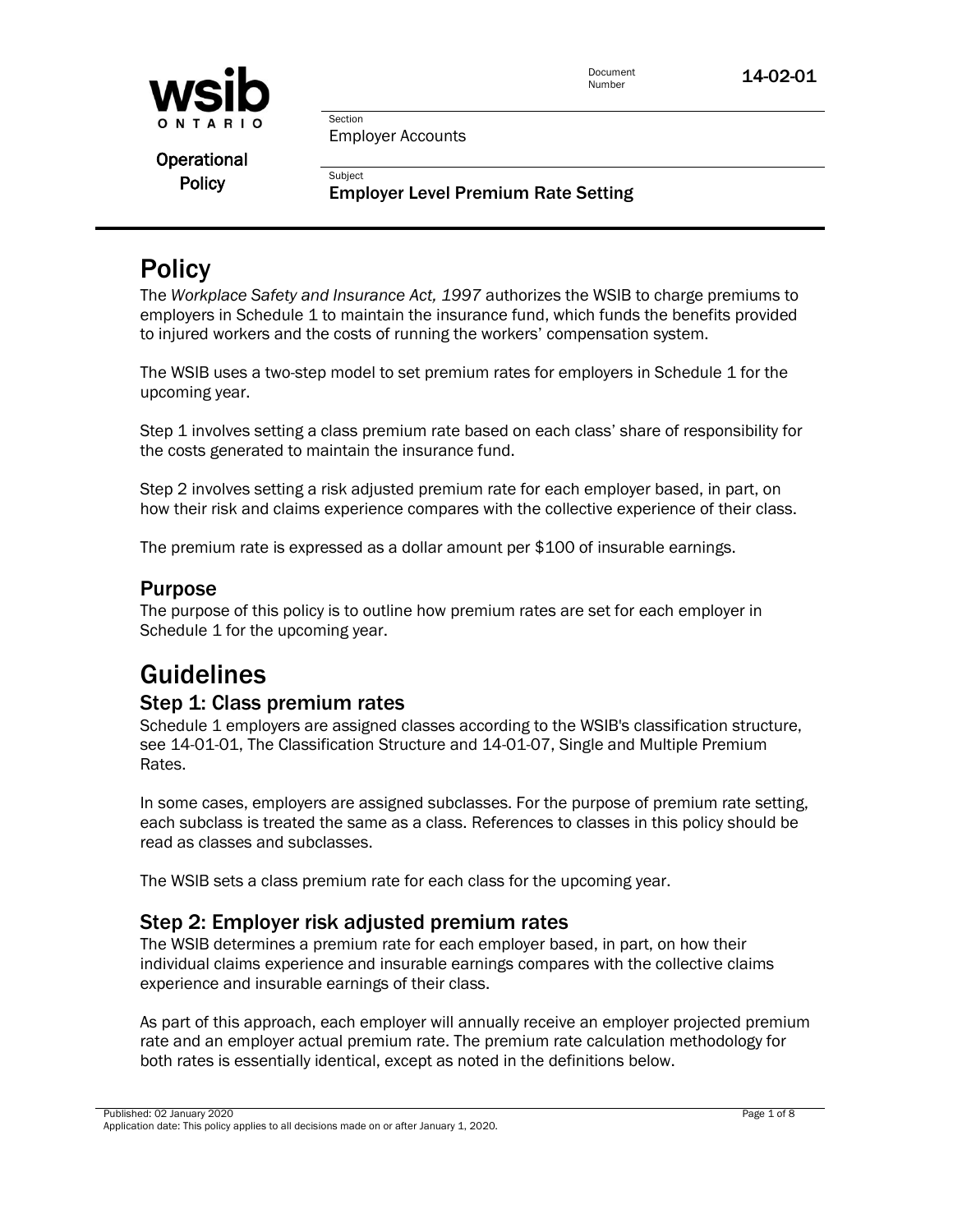**wsib ONTARIO**

**Operational Policy**

Document Number: 14-02-01

Section: Employer Accounts

Subject: **Employer Level Premium Rate Setting**

# Policy

The *Workplace Safety and Insurance Act, 1997* authorizes the WSIB to charge premiums to employers in Schedule 1 to maintain the insurance fund, which funds the benefits provided to injured workers and the costs of running the workers' compensation system.

The WSIB uses a two-step model to set premium rates for employers in Schedule 1 for the upcoming year.

Step 1 involves setting a class premium rate based on each class' share of responsibility for the costs generated to maintain the insurance fund.

Step 2 involves setting a risk adjusted premium rate for each employer based, in part, on how their risk and claims experience compares with the collective experience of their class.

The premium rate is expressed as a dollar amount per $100 of insurable earnings.

## Purpose

The purpose of this policy is to outline how premium rates are set for each employer in Schedule 1 for the upcoming year.

# Guidelines

## Step 1: Class premium rates

Schedule 1 employers are assigned classes according to the WSIB's classification structure, see 14-01-01, The Classification Structure and 14-01-07, Single and Multiple Premium Rates.

In some cases, employers are assigned subclasses. For the purpose of premium rate setting, each subclass is treated the same as a class. References to classes in this policy should be read as classes and subclasses.

The WSIB sets a class premium rate for each class for the upcoming year.

## Step 2: Employer risk adjusted premium rates

The WSIB determines a premium rate for each employer based, in part, on how their individual claims experience and insurable earnings compares with the collective claims experience and insurable earnings of their class.

As part of this approach, each employer will annually receive an employer projected premium rate and an employer actual premium rate. The premium rate calculation methodology for both rates is essentially identical, except as noted in the definitions below.

Published: 02 January 2020
Application date: This policy applies to all decisions made on or after January 1, 2020.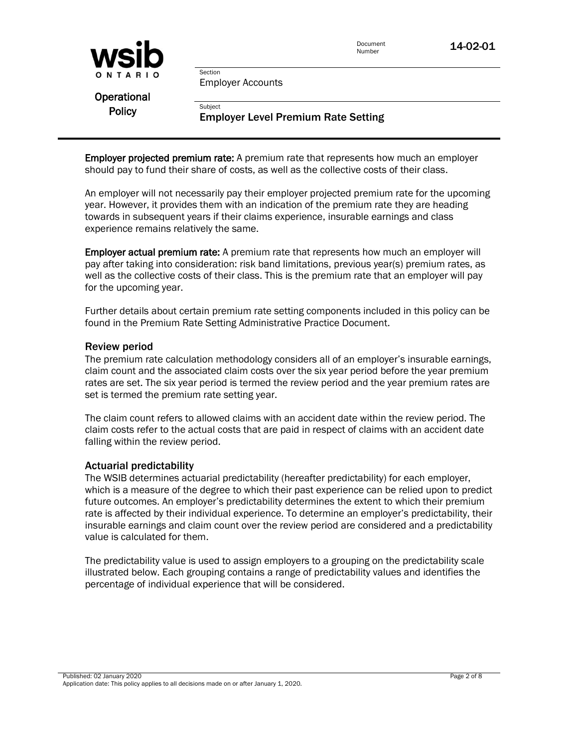**Employer projected premium rate:** A premium rate that represents how much an employer should pay to fund their share of costs, as well as the collective costs of their class.

An employer will not necessarily pay their employer projected premium rate for the upcoming year. However, it provides them with an indication of the premium rate they are heading towards in subsequent years if their claims experience, insurable earnings and class experience remains relatively the same.

**Employer actual premium rate:** A premium rate that represents how much an employer will pay after taking into consideration: risk band limitations, previous year(s) premium rates, as well as the collective costs of their class. This is the premium rate that an employer will pay for the upcoming year.

Further details about certain premium rate setting components included in this policy can be found in the Premium Rate Setting Administrative Practice Document.

## Review period

The premium rate calculation methodology considers all of an employer's insurable earnings, claim count and the associated claim costs over the six year period before the year premium rates are set. The six year period is termed the review period and the year premium rates are set is termed the premium rate setting year.

The claim count refers to allowed claims with an accident date within the review period. The claim costs refer to the actual costs that are paid in respect of claims with an accident date falling within the review period.

## Actuarial predictability

The WSIB determines actuarial predictability (hereafter predictability) for each employer, which is a measure of the degree to which their past experience can be relied upon to predict future outcomes. An employer's predictability determines the extent to which their premium rate is affected by their individual experience. To determine an employer's predictability, their insurable earnings and claim count over the review period are considered and a predictability value is calculated for them.

The predictability value is used to assign employers to a grouping on the predictability scale illustrated below. Each grouping contains a range of predictability values and identifies the percentage of individual experience that will be considered.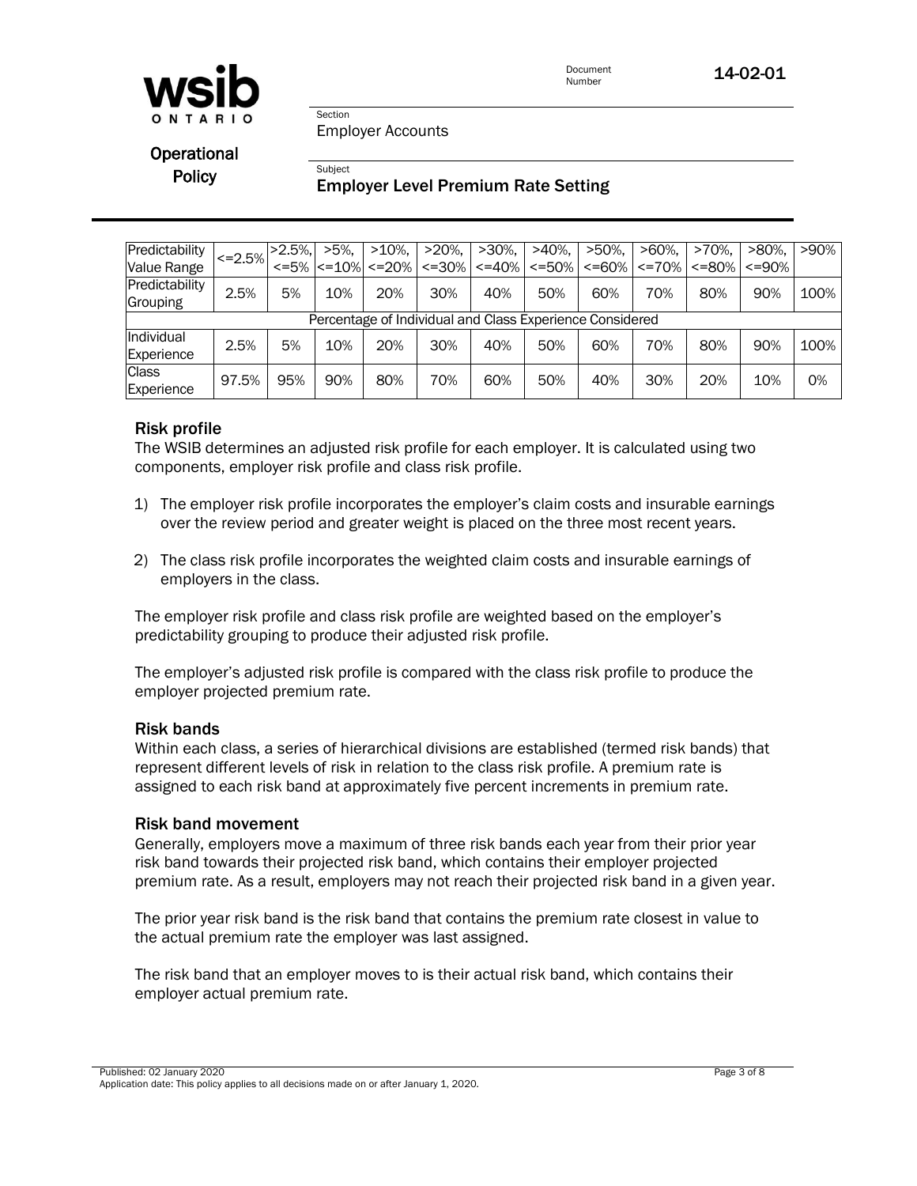| Predictability Value Range | <=2.5% | >2.5%, <=5% | >5%, <=10% | >10%, <=20% | >20%, <=30% | >30%, <=40% | >40%, <=50% | >50%, <=60% | >60%, <=70% | >70%, <=80% | >80%, <=90% | >90% |
|---|---|---|---|---|---|---|---|---|---|---|---|---|
| Predictability Grouping | 2.5% | 5% | 10% | 20% | 30% | 40% | 50% | 60% | 70% | 80% | 90% | 100% |
| Percentage of Individual and Class Experience Considered | | | | | | | | | | | | |
| Individual Experience | 2.5% | 5% | 10% | 20% | 30% | 40% | 50% | 60% | 70% | 80% | 90% | 100% |
| Class Experience | 97.5% | 95% | 90% | 80% | 70% | 60% | 50% | 40% | 30% | 20% | 10% | 0% |

### Risk profile

The WSIB determines an adjusted risk profile for each employer. It is calculated using two components, employer risk profile and class risk profile.

1) The employer risk profile incorporates the employer's claim costs and insurable earnings over the review period and greater weight is placed on the three most recent years.

2) The class risk profile incorporates the weighted claim costs and insurable earnings of employers in the class.

The employer risk profile and class risk profile are weighted based on the employer's predictability grouping to produce their adjusted risk profile.

The employer's adjusted risk profile is compared with the class risk profile to produce the employer projected premium rate.

### Risk bands

Within each class, a series of hierarchical divisions are established (termed risk bands) that represent different levels of risk in relation to the class risk profile. A premium rate is assigned to each risk band at approximately five percent increments in premium rate.

### Risk band movement

Generally, employers move a maximum of three risk bands each year from their prior year risk band towards their projected risk band, which contains their employer projected premium rate. As a result, employers may not reach their projected risk band in a given year.

The prior year risk band is the risk band that contains the premium rate closest in value to the actual premium rate the employer was last assigned.

The risk band that an employer moves to is their actual risk band, which contains their employer actual premium rate.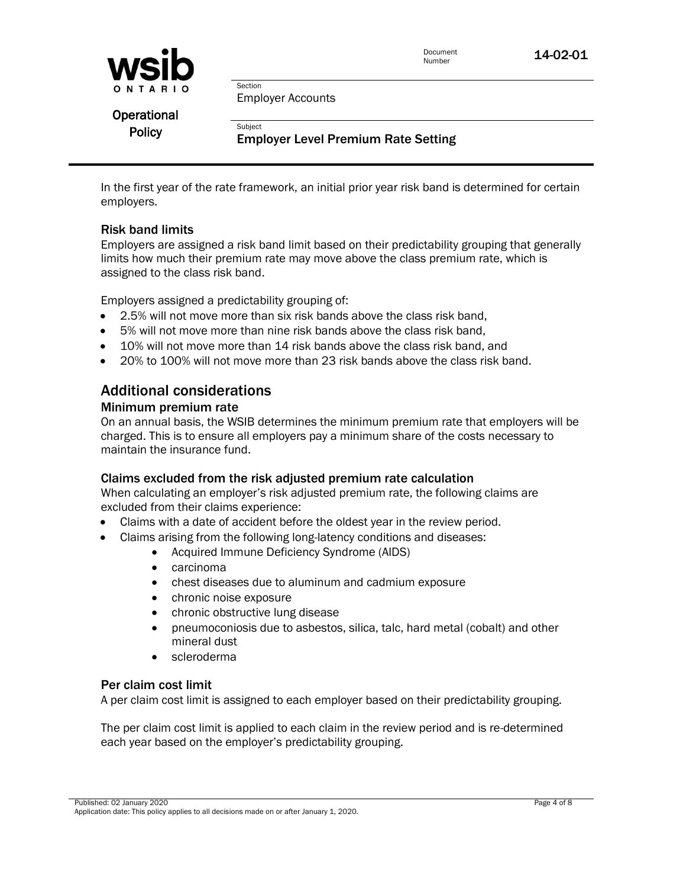In the first year of the rate framework, an initial prior year risk band is determined for certain employers.

### Risk band limits

Employers are assigned a risk band limit based on their predictability grouping that generally limits how much their premium rate may move above the class premium rate, which is assigned to the class risk band.

Employers assigned a predictability grouping of:

- 2.5% will not move more than six risk bands above the class risk band,
- 5% will not move more than nine risk bands above the class risk band,
- 10% will not move more than 14 risk bands above the class risk band, and
- 20% to 100% will not move more than 23 risk bands above the class risk band.

## Additional considerations

### Minimum premium rate

On an annual basis, the WSIB determines the minimum premium rate that employers will be charged. This is to ensure all employers pay a minimum share of the costs necessary to maintain the insurance fund.

### Claims excluded from the risk adjusted premium rate calculation

When calculating an employer's risk adjusted premium rate, the following claims are excluded from their claims experience:

- Claims with a date of accident before the oldest year in the review period.
- Claims arising from the following long-latency conditions and diseases:
    - Acquired Immune Deficiency Syndrome (AIDS)
    - carcinoma
    - chest diseases due to aluminum and cadmium exposure
    - chronic noise exposure
    - chronic obstructive lung disease
    - pneumoconiosis due to asbestos, silica, talc, hard metal (cobalt) and other mineral dust
    - scleroderma

### Per claim cost limit

A per claim cost limit is assigned to each employer based on their predictability grouping.

The per claim cost limit is applied to each claim in the review period and is re-determined each year based on the employer's predictability grouping.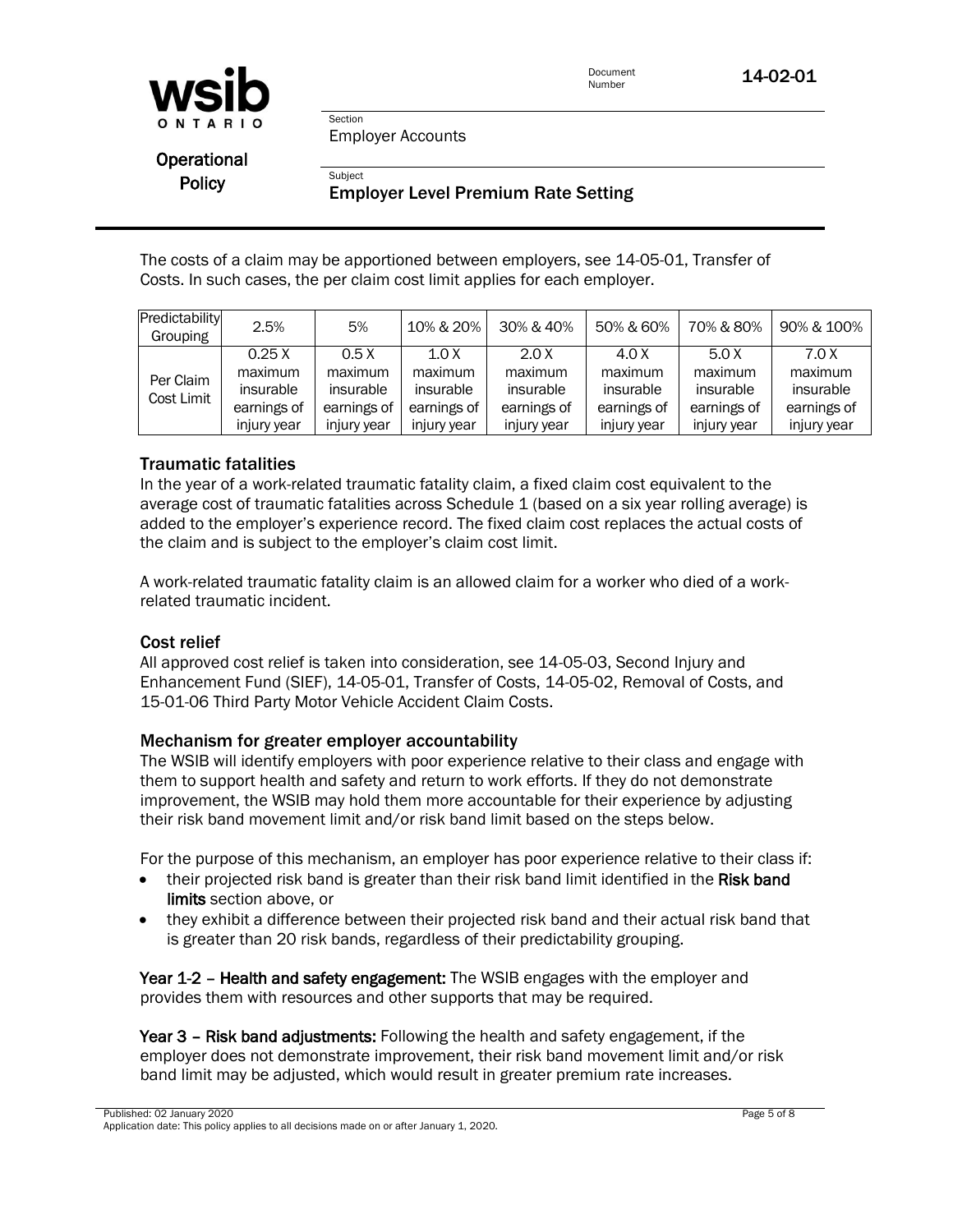The costs of a claim may be apportioned between employers, see 14-05-01, Transfer of Costs. In such cases, the per claim cost limit applies for each employer.

| Predictability Grouping | 2.5% | 5% | 10% & 20% | 30% & 40% | 50% & 60% | 70% & 80% | 90% & 100% |
|---|---|---|---|---|---|---|---|
| Per Claim Cost Limit | 0.25 X maximum insurable earnings of injury year | 0.5 X maximum insurable earnings of injury year | 1.0 X maximum insurable earnings of injury year | 2.0 X maximum insurable earnings of injury year | 4.0 X maximum insurable earnings of injury year | 5.0 X maximum insurable earnings of injury year | 7.0 X maximum insurable earnings of injury year |

### Traumatic fatalities

In the year of a work-related traumatic fatality claim, a fixed claim cost equivalent to the average cost of traumatic fatalities across Schedule 1 (based on a six year rolling average) is added to the employer's experience record. The fixed claim cost replaces the actual costs of the claim and is subject to the employer's claim cost limit.

A work-related traumatic fatality claim is an allowed claim for a worker who died of a work-related traumatic incident.

### Cost relief

All approved cost relief is taken into consideration, see 14-05-03, Second Injury and Enhancement Fund (SIEF), 14-05-01, Transfer of Costs, 14-05-02, Removal of Costs, and 15-01-06 Third Party Motor Vehicle Accident Claim Costs.

### Mechanism for greater employer accountability

The WSIB will identify employers with poor experience relative to their class and engage with them to support health and safety and return to work efforts. If they do not demonstrate improvement, the WSIB may hold them more accountable for their experience by adjusting their risk band movement limit and/or risk band limit based on the steps below.

For the purpose of this mechanism, an employer has poor experience relative to their class if:

- their projected risk band is greater than their risk band limit identified in the **Risk band limits** section above, or
- they exhibit a difference between their projected risk band and their actual risk band that is greater than 20 risk bands, regardless of their predictability grouping.

**Year 1-2 – Health and safety engagement:** The WSIB engages with the employer and provides them with resources and other supports that may be required.

**Year 3 – Risk band adjustments:** Following the health and safety engagement, if the employer does not demonstrate improvement, their risk band movement limit and/or risk band limit may be adjusted, which would result in greater premium rate increases.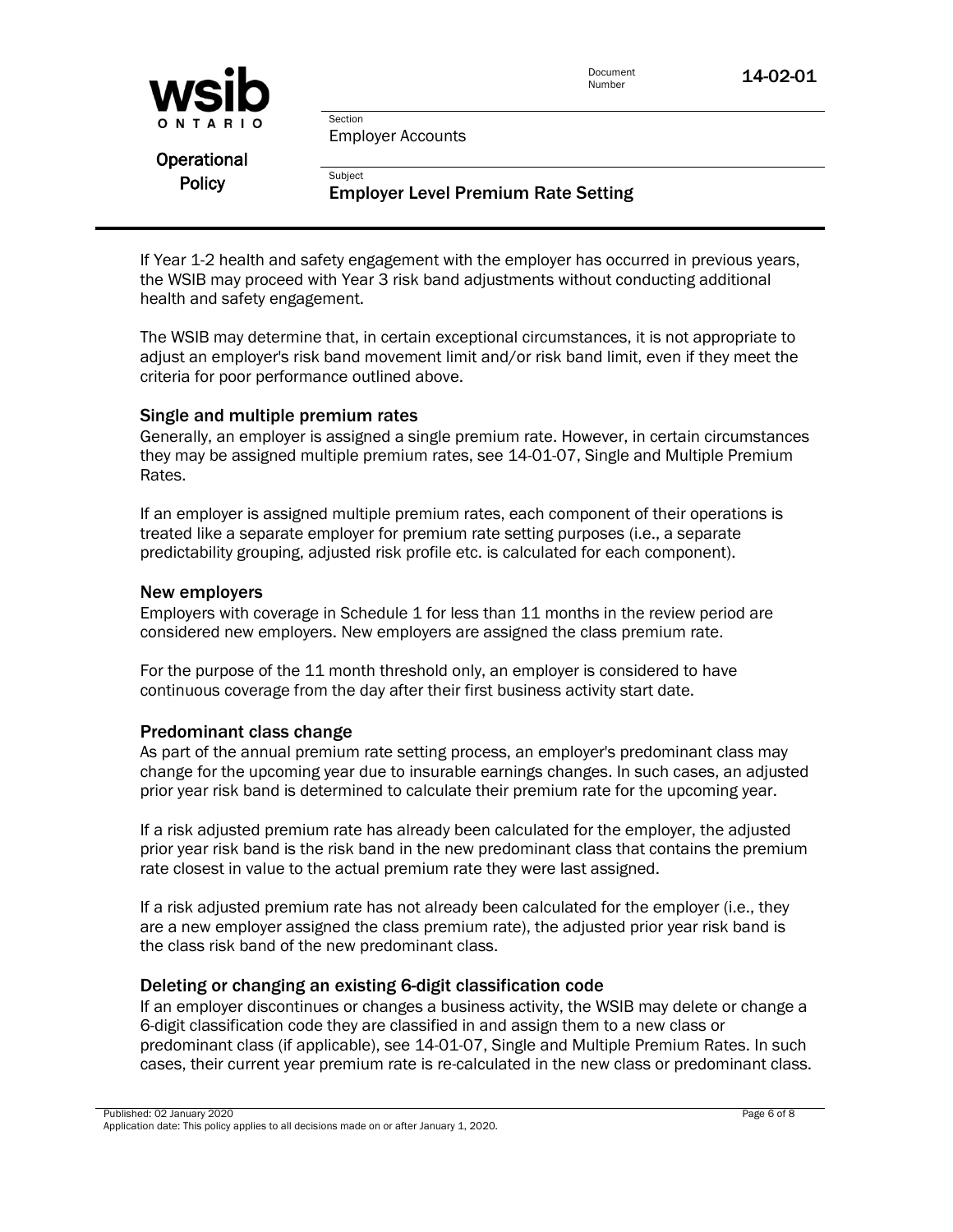If Year 1-2 health and safety engagement with the employer has occurred in previous years, the WSIB may proceed with Year 3 risk band adjustments without conducting additional health and safety engagement.

The WSIB may determine that, in certain exceptional circumstances, it is not appropriate to adjust an employer's risk band movement limit and/or risk band limit, even if they meet the criteria for poor performance outlined above.

### Single and multiple premium rates

Generally, an employer is assigned a single premium rate. However, in certain circumstances they may be assigned multiple premium rates, see 14-01-07, Single and Multiple Premium Rates.

If an employer is assigned multiple premium rates, each component of their operations is treated like a separate employer for premium rate setting purposes (i.e., a separate predictability grouping, adjusted risk profile etc. is calculated for each component).

### New employers

Employers with coverage in Schedule 1 for less than 11 months in the review period are considered new employers. New employers are assigned the class premium rate.

For the purpose of the 11 month threshold only, an employer is considered to have continuous coverage from the day after their first business activity start date.

### Predominant class change

As part of the annual premium rate setting process, an employer's predominant class may change for the upcoming year due to insurable earnings changes. In such cases, an adjusted prior year risk band is determined to calculate their premium rate for the upcoming year.

If a risk adjusted premium rate has already been calculated for the employer, the adjusted prior year risk band is the risk band in the new predominant class that contains the premium rate closest in value to the actual premium rate they were last assigned.

If a risk adjusted premium rate has not already been calculated for the employer (i.e., they are a new employer assigned the class premium rate), the adjusted prior year risk band is the class risk band of the new predominant class.

### Deleting or changing an existing 6-digit classification code

If an employer discontinues or changes a business activity, the WSIB may delete or change a 6-digit classification code they are classified in and assign them to a new class or predominant class (if applicable), see 14-01-07, Single and Multiple Premium Rates. In such cases, their current year premium rate is re-calculated in the new class or predominant class.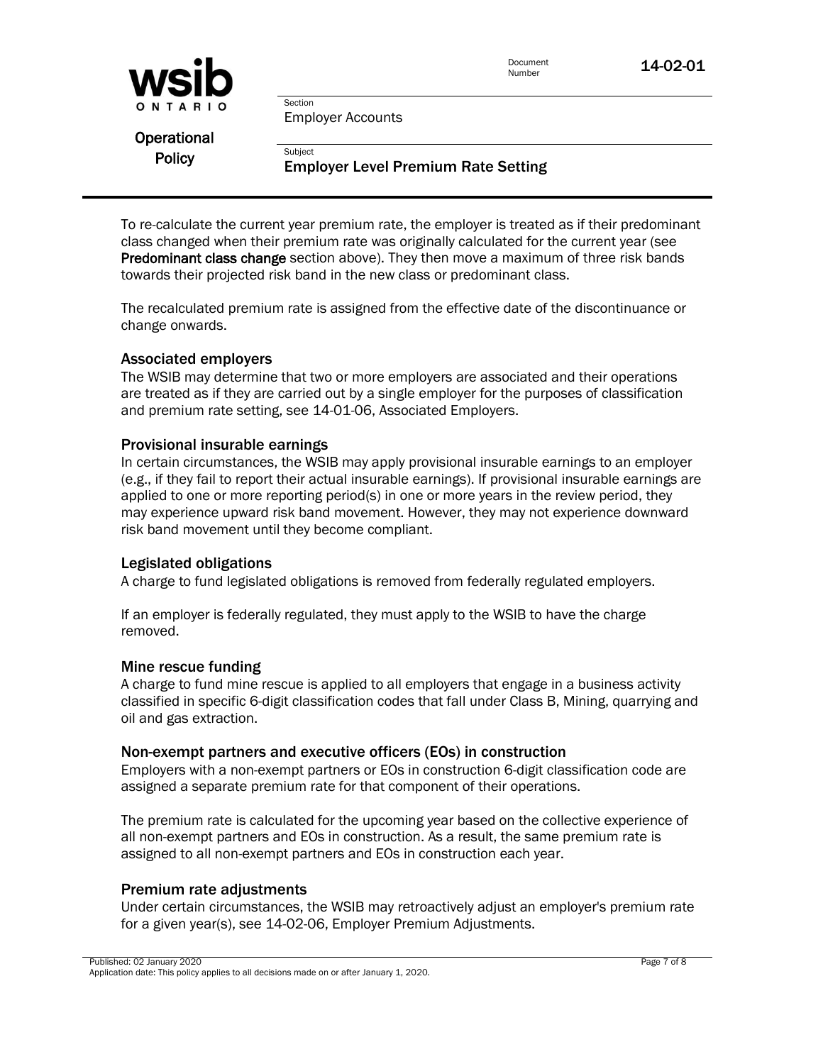To re-calculate the current year premium rate, the employer is treated as if their predominant class changed when their premium rate was originally calculated for the current year (see **Predominant class change** section above). They then move a maximum of three risk bands towards their projected risk band in the new class or predominant class.

The recalculated premium rate is assigned from the effective date of the discontinuance or change onwards.

### Associated employers

The WSIB may determine that two or more employers are associated and their operations are treated as if they are carried out by a single employer for the purposes of classification and premium rate setting, see 14-01-06, Associated Employers.

### Provisional insurable earnings

In certain circumstances, the WSIB may apply provisional insurable earnings to an employer (e.g., if they fail to report their actual insurable earnings). If provisional insurable earnings are applied to one or more reporting period(s) in one or more years in the review period, they may experience upward risk band movement. However, they may not experience downward risk band movement until they become compliant.

### Legislated obligations

A charge to fund legislated obligations is removed from federally regulated employers.

If an employer is federally regulated, they must apply to the WSIB to have the charge removed.

### Mine rescue funding

A charge to fund mine rescue is applied to all employers that engage in a business activity classified in specific 6-digit classification codes that fall under Class B, Mining, quarrying and oil and gas extraction.

### Non-exempt partners and executive officers (EOs) in construction

Employers with a non-exempt partners or EOs in construction 6-digit classification code are assigned a separate premium rate for that component of their operations.

The premium rate is calculated for the upcoming year based on the collective experience of all non-exempt partners and EOs in construction. As a result, the same premium rate is assigned to all non-exempt partners and EOs in construction each year.

### Premium rate adjustments

Under certain circumstances, the WSIB may retroactively adjust an employer's premium rate for a given year(s), see 14-02-06, Employer Premium Adjustments.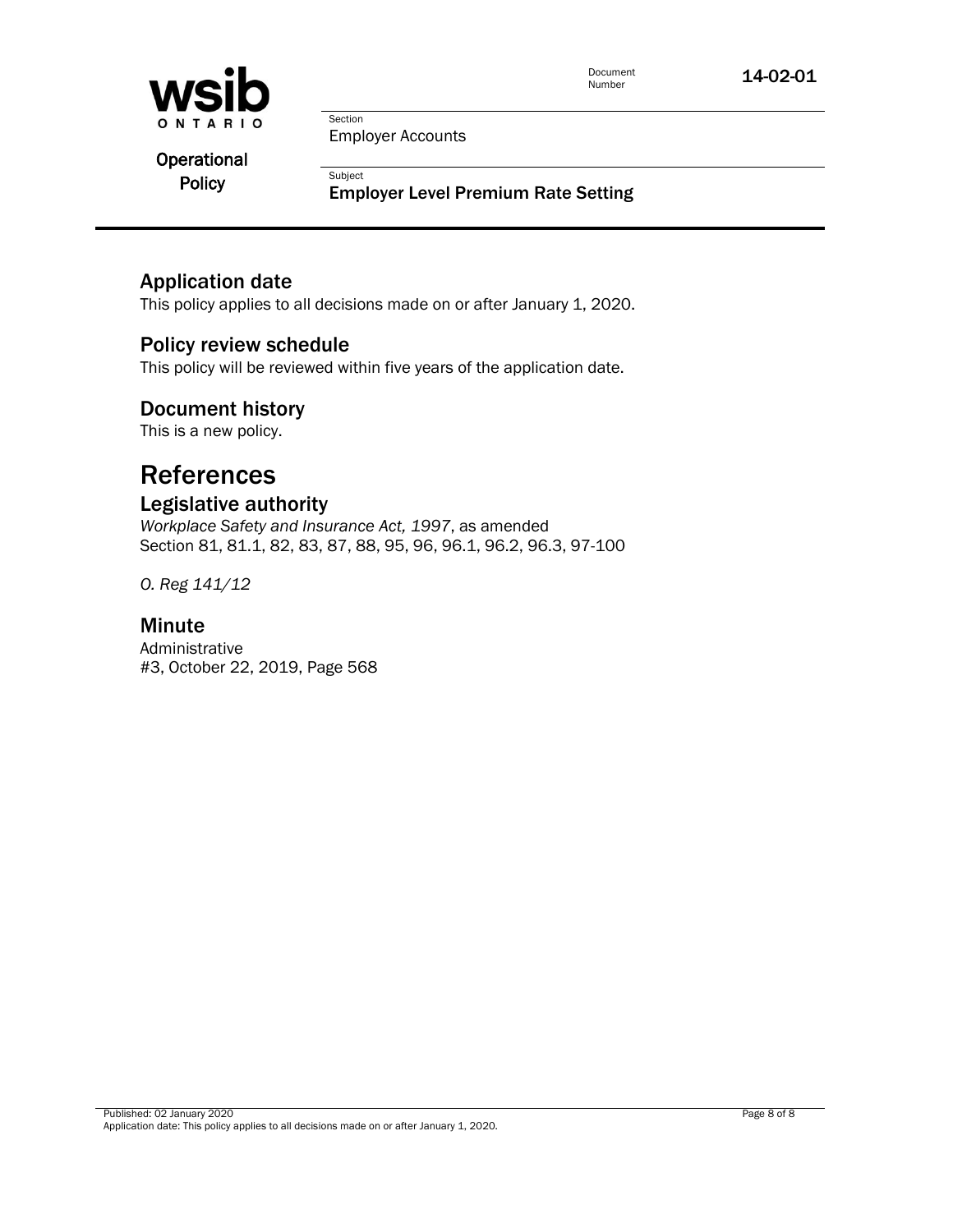## Application date

This policy applies to all decisions made on or after January 1, 2020.

## Policy review schedule

This policy will be reviewed within five years of the application date.

## Document history

This is a new policy.

# References

## Legislative authority

*Workplace Safety and Insurance Act, 1997*, as amended
Section 81, 81.1, 82, 83, 87, 88, 95, 96, 96.1, 96.2, 96.3, 97-100

*O. Reg 141/12*

## Minute

Administrative
#3, October 22, 2019, Page 568